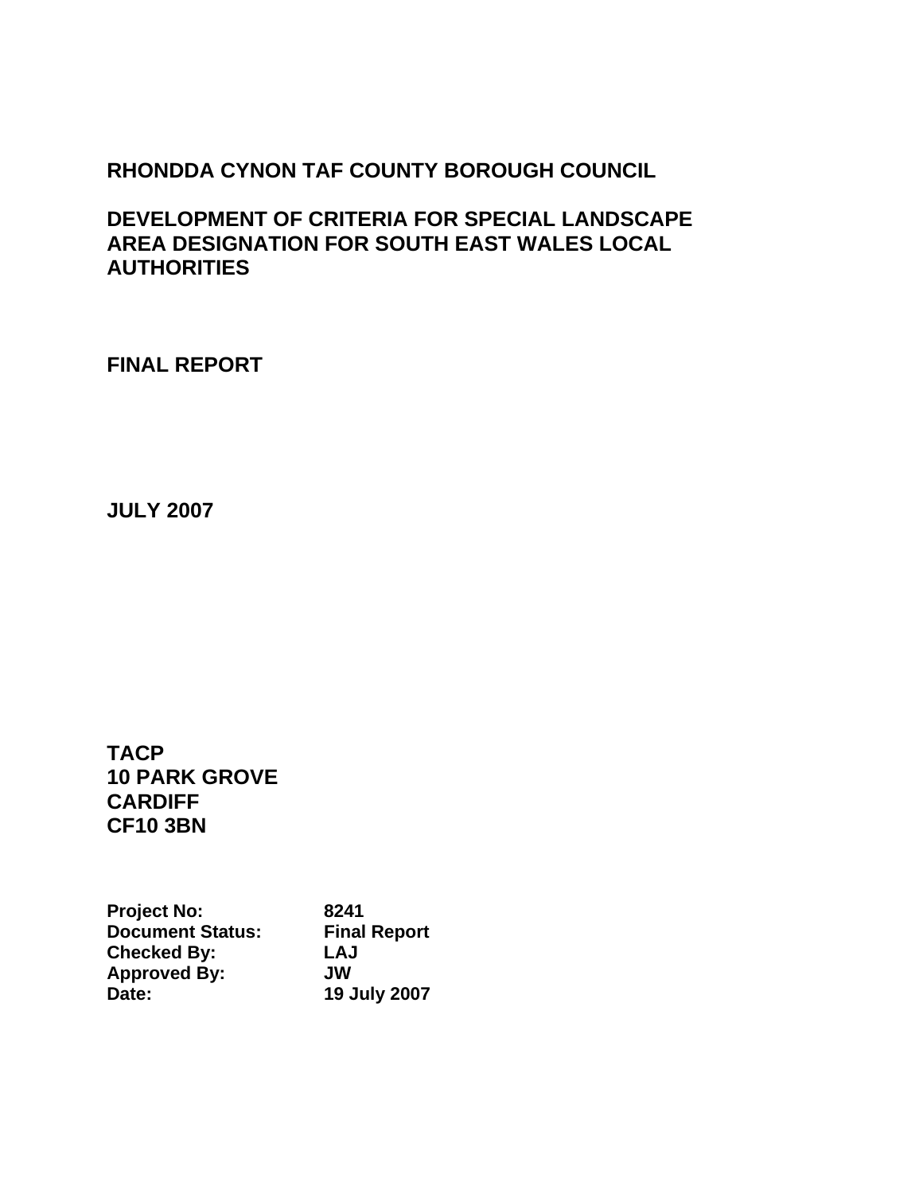# RHONDDA CYNON TAF COUNTY BOROUGH COUNCIL

## DEVELOPMENT OF CRITERIA FOR SPECIAL LANDSCAPE AREA DESIGNATION FOR SOUTH EAST WALES LOCAL AUTHORITIES

**FINAL REPORT**

**JULY 2007**

**TACP**
**10 PARK GROVE**
**CARDIFF**
**CF10 3BN**

| | |
|---|---|
| **Project No:** | **8241** |
| **Document Status:** | **Final Report** |
| **Checked By:** | **LAJ** |
| **Approved By:** | **JW** |
| **Date:** | **19 July 2007** |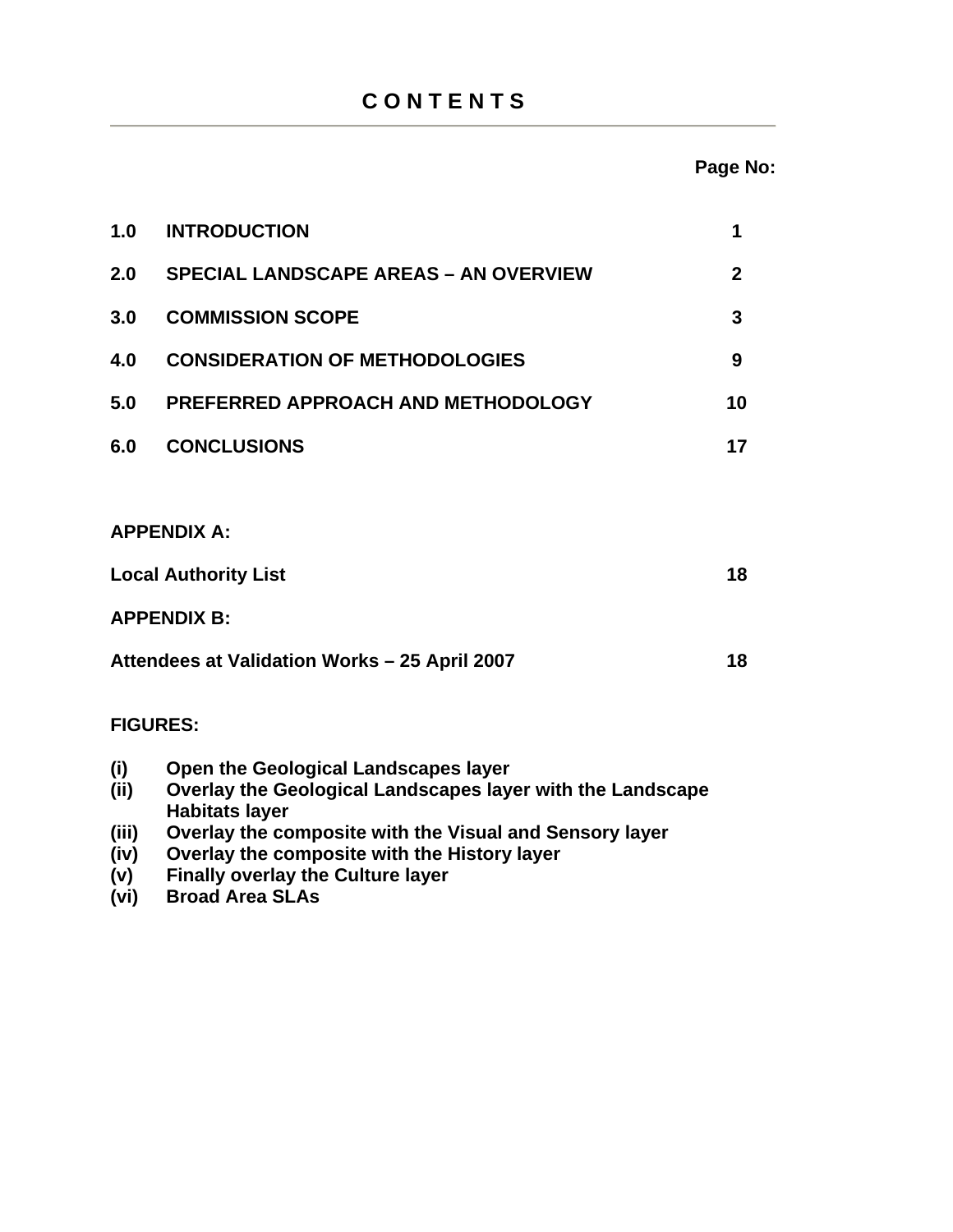# C O N T E N T S

| | | Page No: |
|---|---|---|
| **1.0** | **INTRODUCTION** | **1** |
| **2.0** | **SPECIAL LANDSCAPE AREAS – AN OVERVIEW** | **2** |
| **3.0** | **COMMISSION SCOPE** | **3** |
| **4.0** | **CONSIDERATION OF METHODOLOGIES** | **9** |
| **5.0** | **PREFERRED APPROACH AND METHODOLOGY** | **10** |
| **6.0** | **CONCLUSIONS** | **17** |

**APPENDIX A:**

**Local Authority List** **18**

**APPENDIX B:**

**Attendees at Validation Works – 25 April 2007** **18**

**FIGURES:**

- **(i)** **Open the Geological Landscapes layer**
- **(ii)** **Overlay the Geological Landscapes layer with the Landscape Habitats layer**
- **(iii)** **Overlay the composite with the Visual and Sensory layer**
- **(iv)** **Overlay the composite with the History layer**
- **(v)** **Finally overlay the Culture layer**
- **(vi)** **Broad Area SLAs**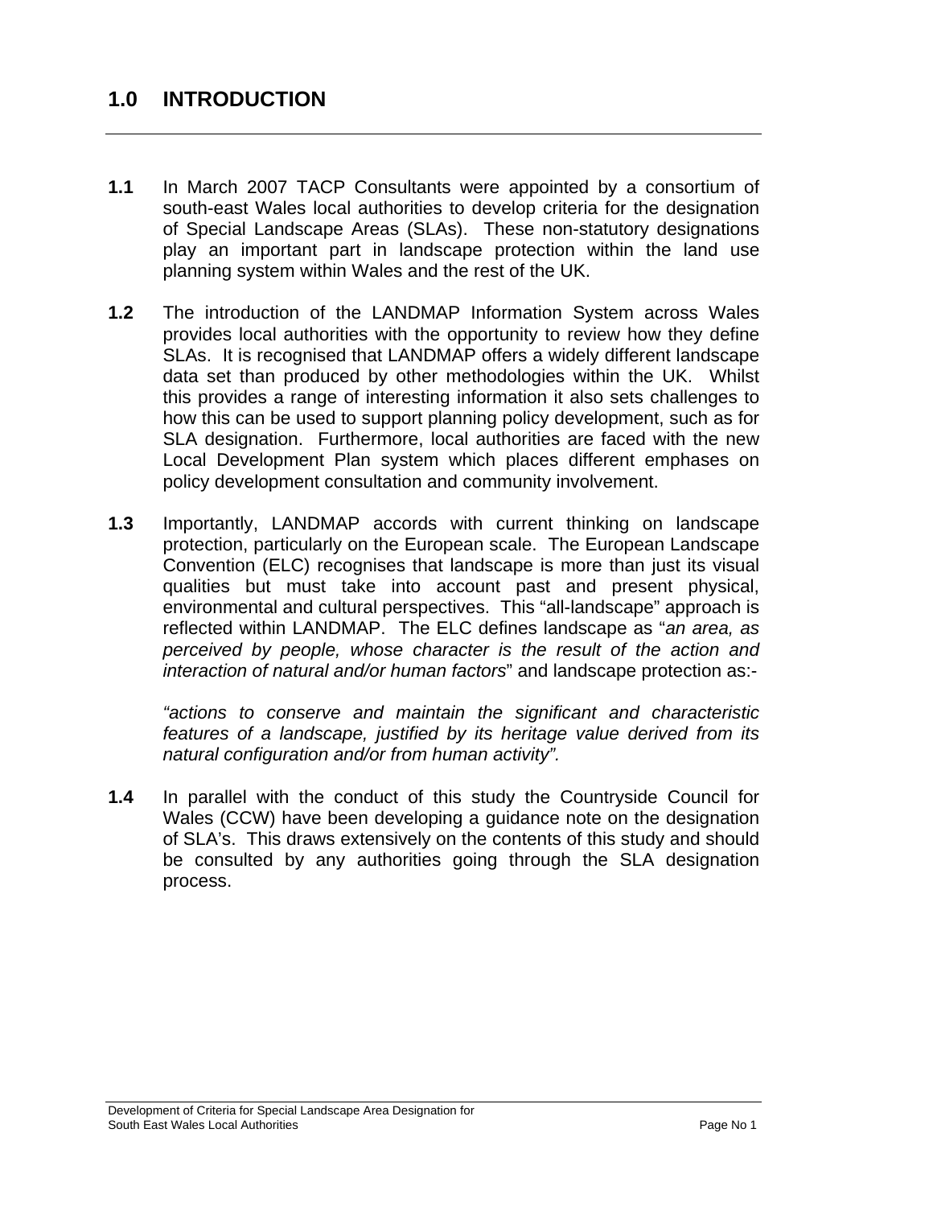# 1.0 INTRODUCTION

**1.1** In March 2007 TACP Consultants were appointed by a consortium of south-east Wales local authorities to develop criteria for the designation of Special Landscape Areas (SLAs). These non-statutory designations play an important part in landscape protection within the land use planning system within Wales and the rest of the UK.

**1.2** The introduction of the LANDMAP Information System across Wales provides local authorities with the opportunity to review how they define SLAs. It is recognised that LANDMAP offers a widely different landscape data set than produced by other methodologies within the UK. Whilst this provides a range of interesting information it also sets challenges to how this can be used to support planning policy development, such as for SLA designation. Furthermore, local authorities are faced with the new Local Development Plan system which places different emphases on policy development consultation and community involvement.

**1.3** Importantly, LANDMAP accords with current thinking on landscape protection, particularly on the European scale. The European Landscape Convention (ELC) recognises that landscape is more than just its visual qualities but must take into account past and present physical, environmental and cultural perspectives. This "all-landscape" approach is reflected within LANDMAP. The ELC defines landscape as "*an area, as perceived by people, whose character is the result of the action and interaction of natural and/or human factors*" and landscape protection as:-

*"actions to conserve and maintain the significant and characteristic features of a landscape, justified by its heritage value derived from its natural configuration and/or from human activity".*

**1.4** In parallel with the conduct of this study the Countryside Council for Wales (CCW) have been developing a guidance note on the designation of SLA's. This draws extensively on the contents of this study and should be consulted by any authorities going through the SLA designation process.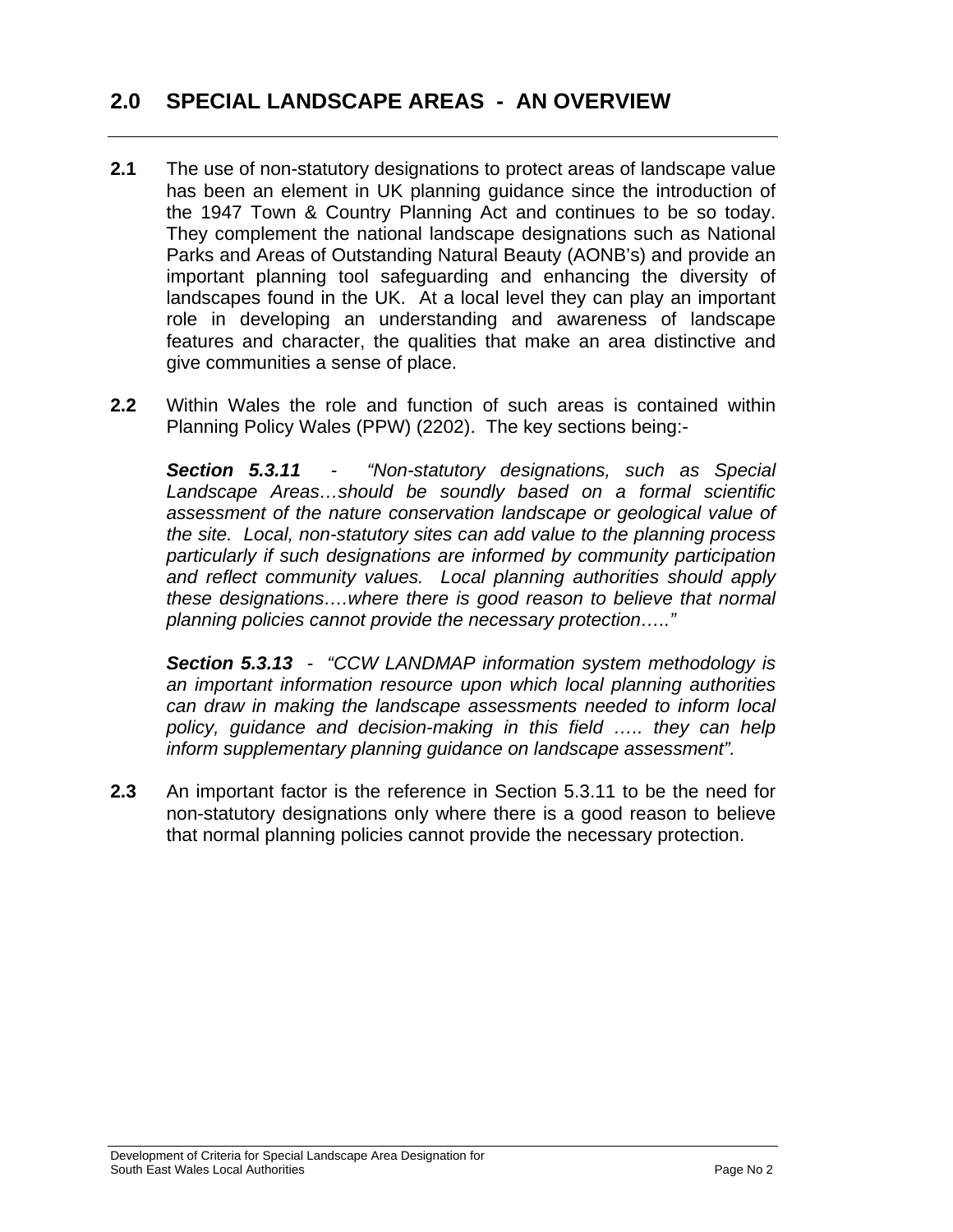## 2.0 SPECIAL LANDSCAPE AREAS - AN OVERVIEW

**2.1** The use of non-statutory designations to protect areas of landscape value has been an element in UK planning guidance since the introduction of the 1947 Town & Country Planning Act and continues to be so today. They complement the national landscape designations such as National Parks and Areas of Outstanding Natural Beauty (AONB's) and provide an important planning tool safeguarding and enhancing the diversity of landscapes found in the UK. At a local level they can play an important role in developing an understanding and awareness of landscape features and character, the qualities that make an area distinctive and give communities a sense of place.

**2.2** Within Wales the role and function of such areas is contained within Planning Policy Wales (PPW) (2202). The key sections being:-

***Section 5.3.11*** - *"Non-statutory designations, such as Special Landscape Areas…should be soundly based on a formal scientific assessment of the nature conservation landscape or geological value of the site. Local, non-statutory sites can add value to the planning process particularly if such designations are informed by community participation and reflect community values. Local planning authorities should apply these designations….where there is good reason to believe that normal planning policies cannot provide the necessary protection….."*

***Section 5.3.13*** - *"CCW LANDMAP information system methodology is an important information resource upon which local planning authorities can draw in making the landscape assessments needed to inform local policy, guidance and decision-making in this field ….. they can help inform supplementary planning guidance on landscape assessment".*

**2.3** An important factor is the reference in Section 5.3.11 to be the need for non-statutory designations only where there is a good reason to believe that normal planning policies cannot provide the necessary protection.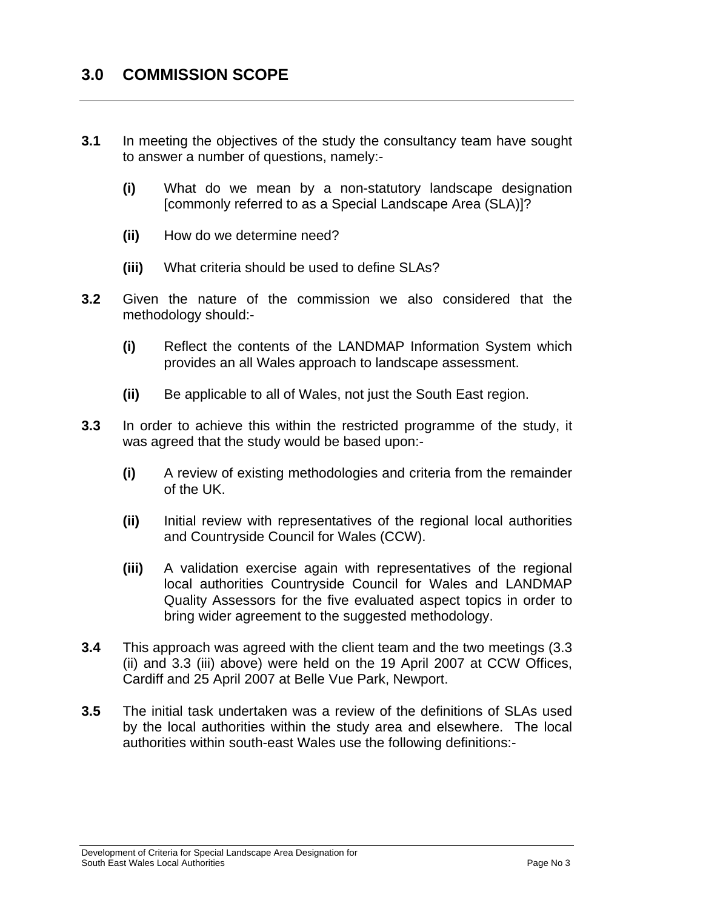## 3.0 COMMISSION SCOPE

**3.1** In meeting the objectives of the study the consultancy team have sought to answer a number of questions, namely:-

- **(i)** What do we mean by a non-statutory landscape designation [commonly referred to as a Special Landscape Area (SLA)]?
- **(ii)** How do we determine need?
- **(iii)** What criteria should be used to define SLAs?

**3.2** Given the nature of the commission we also considered that the methodology should:-

- **(i)** Reflect the contents of the LANDMAP Information System which provides an all Wales approach to landscape assessment.
- **(ii)** Be applicable to all of Wales, not just the South East region.

**3.3** In order to achieve this within the restricted programme of the study, it was agreed that the study would be based upon:-

- **(i)** A review of existing methodologies and criteria from the remainder of the UK.
- **(ii)** Initial review with representatives of the regional local authorities and Countryside Council for Wales (CCW).
- **(iii)** A validation exercise again with representatives of the regional local authorities Countryside Council for Wales and LANDMAP Quality Assessors for the five evaluated aspect topics in order to bring wider agreement to the suggested methodology.

**3.4** This approach was agreed with the client team and the two meetings (3.3 (ii) and 3.3 (iii) above) were held on the 19 April 2007 at CCW Offices, Cardiff and 25 April 2007 at Belle Vue Park, Newport.

**3.5** The initial task undertaken was a review of the definitions of SLAs used by the local authorities within the study area and elsewhere. The local authorities within south-east Wales use the following definitions:-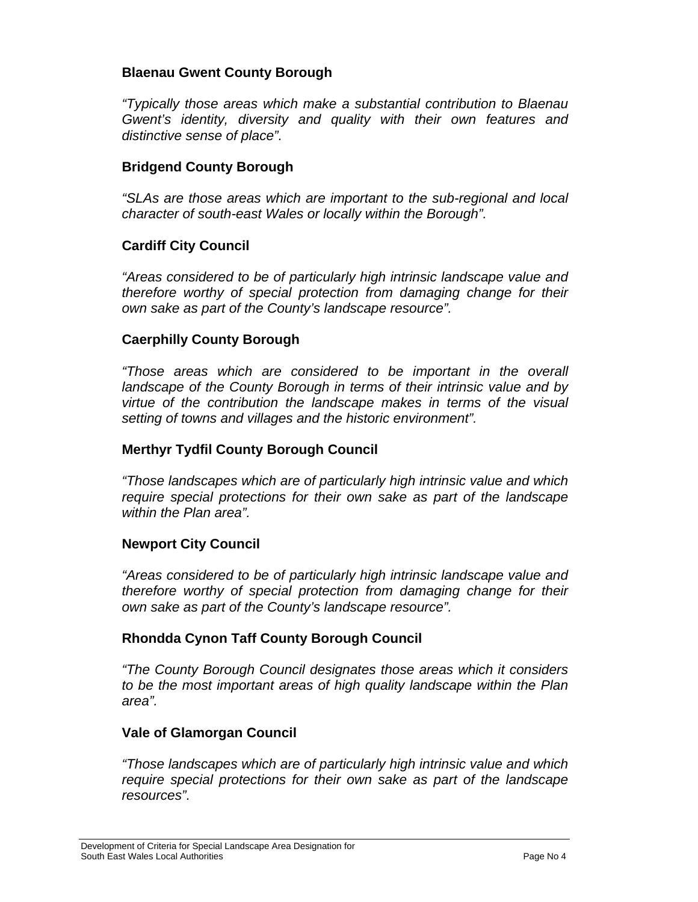**Blaenau Gwent County Borough**

*"Typically those areas which make a substantial contribution to Blaenau Gwent's identity, diversity and quality with their own features and distinctive sense of place".*

**Bridgend County Borough**

*"SLAs are those areas which are important to the sub-regional and local character of south-east Wales or locally within the Borough".*

**Cardiff City Council**

*"Areas considered to be of particularly high intrinsic landscape value and therefore worthy of special protection from damaging change for their own sake as part of the County's landscape resource".*

**Caerphilly County Borough**

*"Those areas which are considered to be important in the overall landscape of the County Borough in terms of their intrinsic value and by virtue of the contribution the landscape makes in terms of the visual setting of towns and villages and the historic environment".*

**Merthyr Tydfil County Borough Council**

*"Those landscapes which are of particularly high intrinsic value and which require special protections for their own sake as part of the landscape within the Plan area".*

**Newport City Council**

*"Areas considered to be of particularly high intrinsic landscape value and therefore worthy of special protection from damaging change for their own sake as part of the County's landscape resource".*

**Rhondda Cynon Taff County Borough Council**

*"The County Borough Council designates those areas which it considers to be the most important areas of high quality landscape within the Plan area".*

**Vale of Glamorgan Council**

*"Those landscapes which are of particularly high intrinsic value and which require special protections for their own sake as part of the landscape resources".*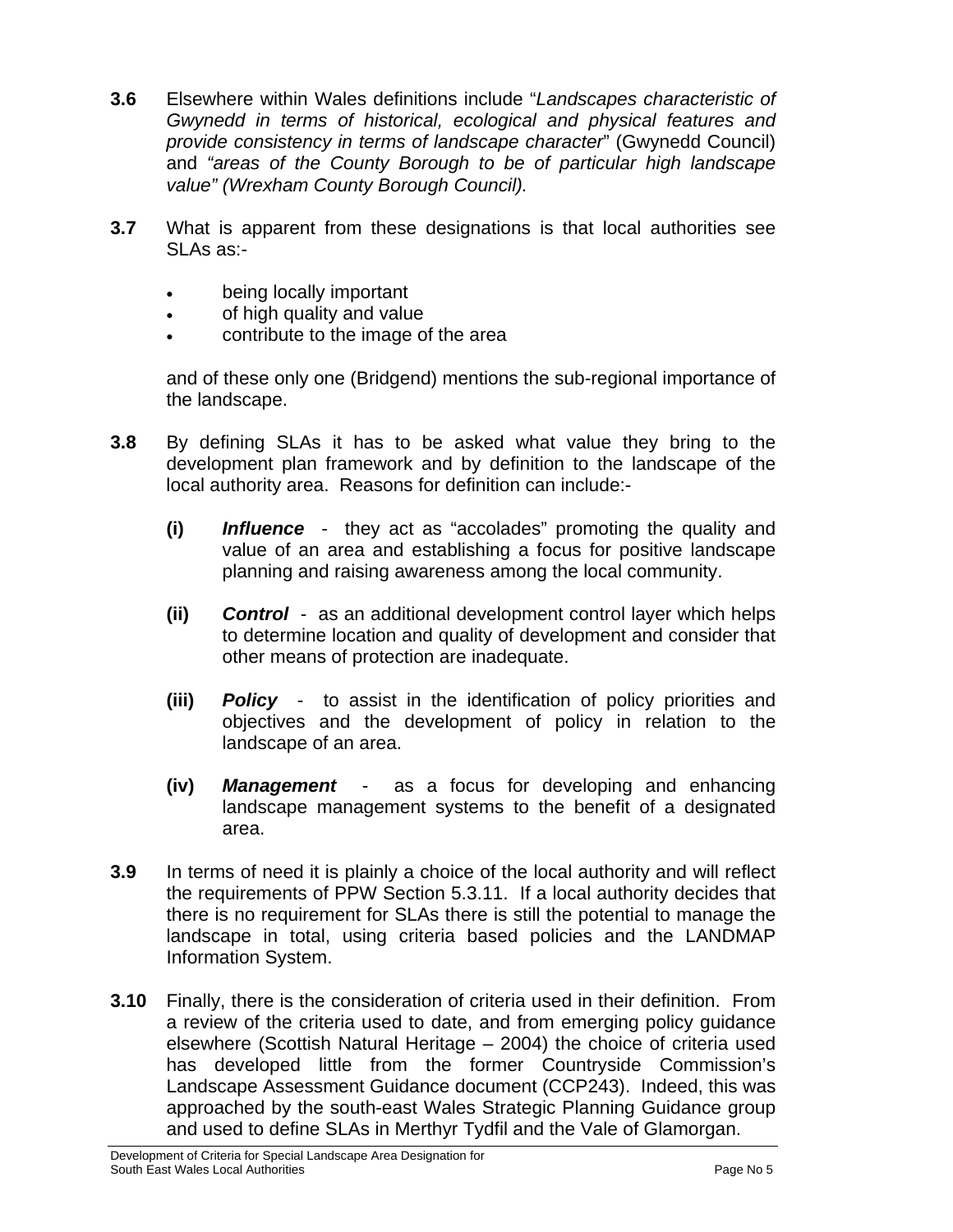**3.6** Elsewhere within Wales definitions include "*Landscapes characteristic of Gwynedd in terms of historical, ecological and physical features and provide consistency in terms of landscape character*" (Gwynedd Council) and *"areas of the County Borough to be of particular high landscape value" (Wrexham County Borough Council).*

**3.7** What is apparent from these designations is that local authorities see SLAs as:-

- being locally important
- of high quality and value
- contribute to the image of the area

and of these only one (Bridgend) mentions the sub-regional importance of the landscape.

**3.8** By defining SLAs it has to be asked what value they bring to the development plan framework and by definition to the landscape of the local authority area. Reasons for definition can include:-

**(i)** ***Influence*** - they act as "accolades" promoting the quality and value of an area and establishing a focus for positive landscape planning and raising awareness among the local community.

**(ii)** ***Control*** - as an additional development control layer which helps to determine location and quality of development and consider that other means of protection are inadequate.

**(iii)** ***Policy*** - to assist in the identification of policy priorities and objectives and the development of policy in relation to the landscape of an area.

**(iv)** ***Management*** - as a focus for developing and enhancing landscape management systems to the benefit of a designated area.

**3.9** In terms of need it is plainly a choice of the local authority and will reflect the requirements of PPW Section 5.3.11. If a local authority decides that there is no requirement for SLAs there is still the potential to manage the landscape in total, using criteria based policies and the LANDMAP Information System.

**3.10** Finally, there is the consideration of criteria used in their definition. From a review of the criteria used to date, and from emerging policy guidance elsewhere (Scottish Natural Heritage – 2004) the choice of criteria used has developed little from the former Countryside Commission's Landscape Assessment Guidance document (CCP243). Indeed, this was approached by the south-east Wales Strategic Planning Guidance group and used to define SLAs in Merthyr Tydfil and the Vale of Glamorgan.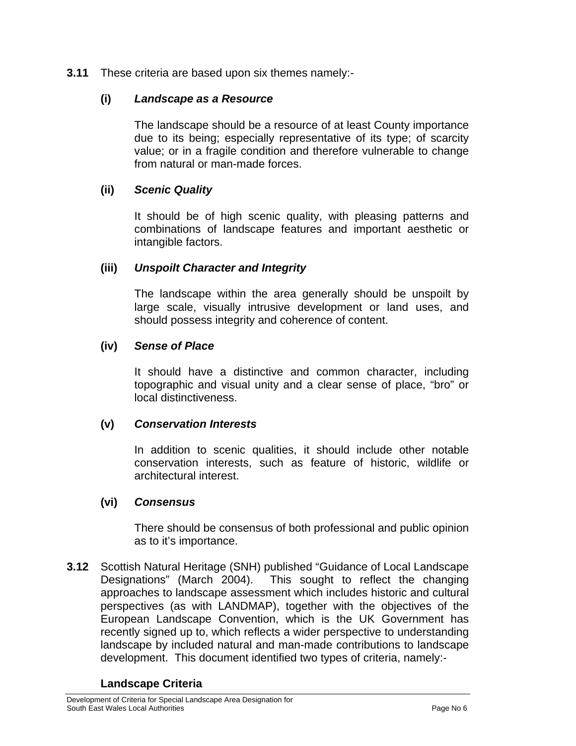**3.11** These criteria are based upon six themes namely:-

**(i)** ***Landscape as a Resource***

The landscape should be a resource of at least County importance due to its being; especially representative of its type; of scarcity value; or in a fragile condition and therefore vulnerable to change from natural or man-made forces.

**(ii)** ***Scenic Quality***

It should be of high scenic quality, with pleasing patterns and combinations of landscape features and important aesthetic or intangible factors.

**(iii)** ***Unspoilt Character and Integrity***

The landscape within the area generally should be unspoilt by large scale, visually intrusive development or land uses, and should possess integrity and coherence of content.

**(iv)** ***Sense of Place***

It should have a distinctive and common character, including topographic and visual unity and a clear sense of place, "bro" or local distinctiveness.

**(v)** ***Conservation Interests***

In addition to scenic qualities, it should include other notable conservation interests, such as feature of historic, wildlife or architectural interest.

**(vi)** ***Consensus***

There should be consensus of both professional and public opinion as to it's importance.

**3.12** Scottish Natural Heritage (SNH) published "Guidance of Local Landscape Designations" (March 2004). This sought to reflect the changing approaches to landscape assessment which includes historic and cultural perspectives (as with LANDMAP), together with the objectives of the European Landscape Convention, which is the UK Government has recently signed up to, which reflects a wider perspective to understanding landscape by included natural and man-made contributions to landscape development. This document identified two types of criteria, namely:-

**Landscape Criteria**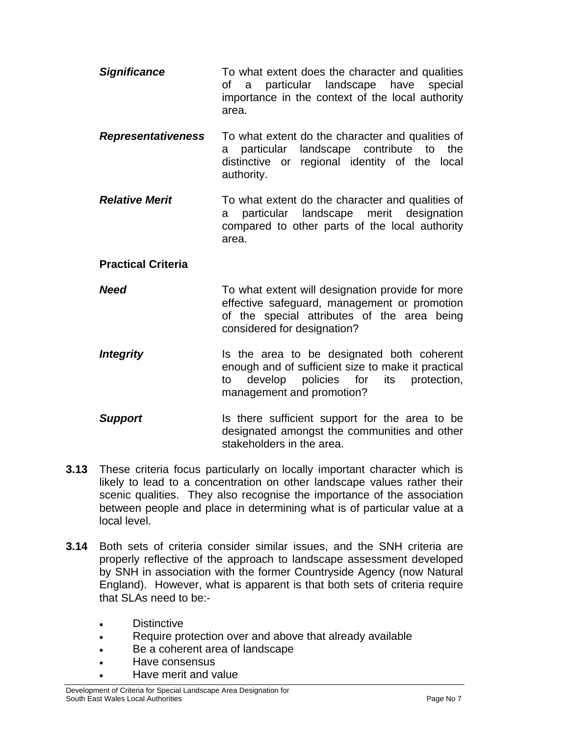***Significance*** To what extent does the character and qualities of a particular landscape have special importance in the context of the local authority area.

***Representativeness*** To what extent do the character and qualities of a particular landscape contribute to the distinctive or regional identity of the local authority.

***Relative Merit*** To what extent do the character and qualities of a particular landscape merit designation compared to other parts of the local authority area.

**Practical Criteria**

***Need*** To what extent will designation provide for more effective safeguard, management or promotion of the special attributes of the area being considered for designation?

***Integrity*** Is the area to be designated both coherent enough and of sufficient size to make it practical to develop policies for its protection, management and promotion?

***Support*** Is there sufficient support for the area to be designated amongst the communities and other stakeholders in the area.

**3.13** These criteria focus particularly on locally important character which is likely to lead to a concentration on other landscape values rather their scenic qualities. They also recognise the importance of the association between people and place in determining what is of particular value at a local level.

**3.14** Both sets of criteria consider similar issues, and the SNH criteria are properly reflective of the approach to landscape assessment developed by SNH in association with the former Countryside Agency (now Natural England). However, what is apparent is that both sets of criteria require that SLAs need to be:-

- Distinctive
- Require protection over and above that already available
- Be a coherent area of landscape
- Have consensus
- Have merit and value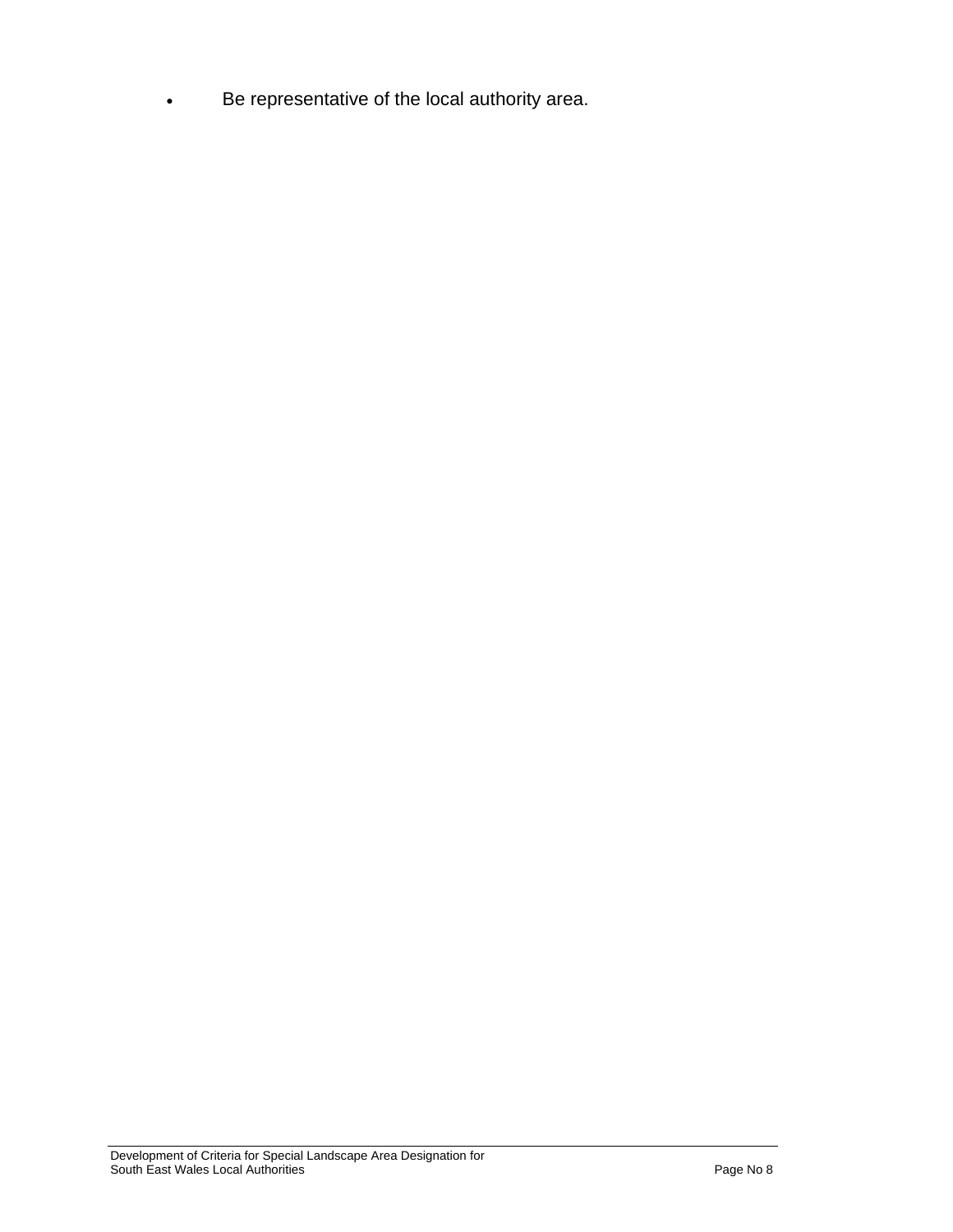- Be representative of the local authority area.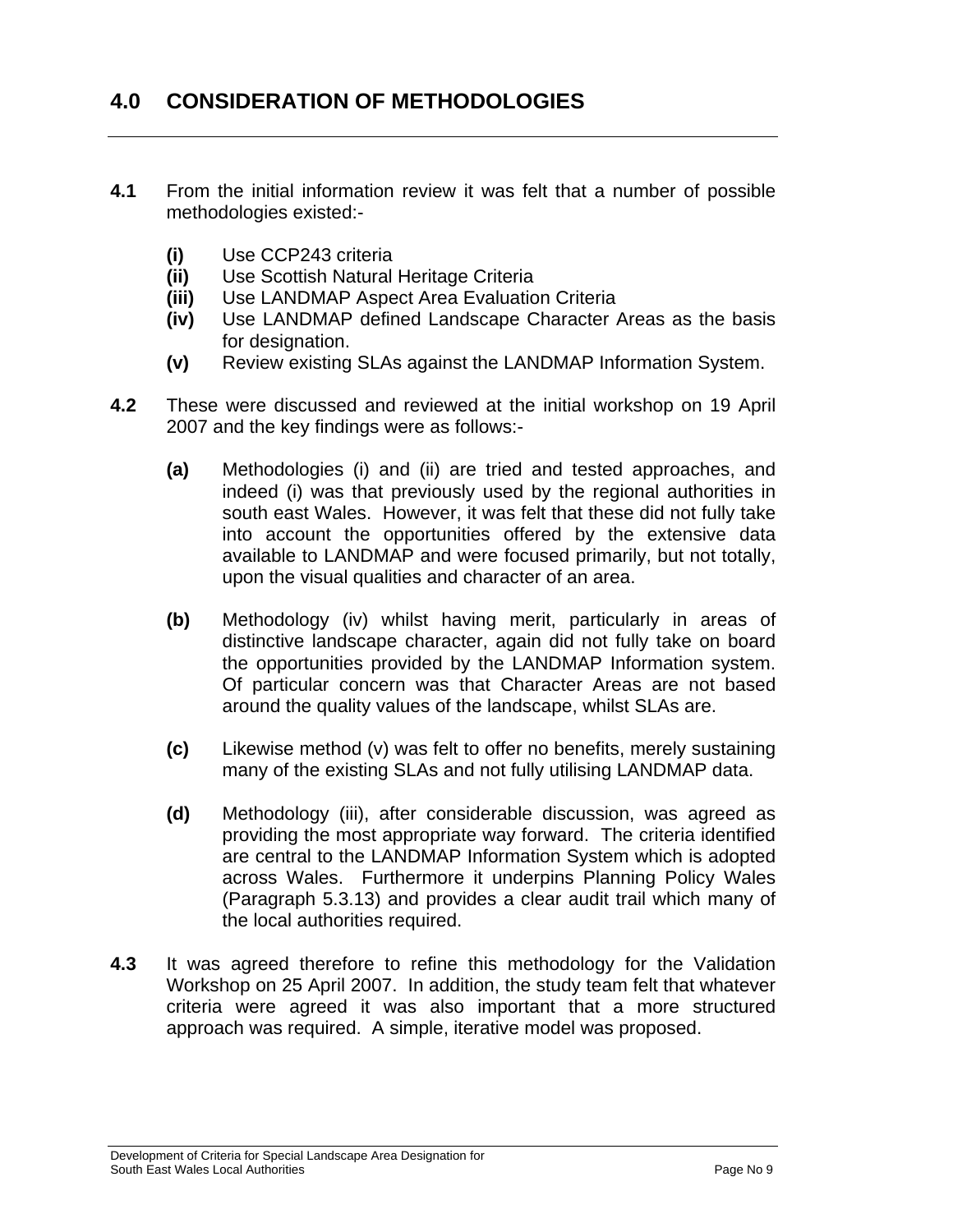# 4.0 CONSIDERATION OF METHODOLOGIES

**4.1** From the initial information review it was felt that a number of possible methodologies existed:-

- **(i)** Use CCP243 criteria
- **(ii)** Use Scottish Natural Heritage Criteria
- **(iii)** Use LANDMAP Aspect Area Evaluation Criteria
- **(iv)** Use LANDMAP defined Landscape Character Areas as the basis for designation.
- **(v)** Review existing SLAs against the LANDMAP Information System.

**4.2** These were discussed and reviewed at the initial workshop on 19 April 2007 and the key findings were as follows:-

- **(a)** Methodologies (i) and (ii) are tried and tested approaches, and indeed (i) was that previously used by the regional authorities in south east Wales. However, it was felt that these did not fully take into account the opportunities offered by the extensive data available to LANDMAP and were focused primarily, but not totally, upon the visual qualities and character of an area.

- **(b)** Methodology (iv) whilst having merit, particularly in areas of distinctive landscape character, again did not fully take on board the opportunities provided by the LANDMAP Information system. Of particular concern was that Character Areas are not based around the quality values of the landscape, whilst SLAs are.

- **(c)** Likewise method (v) was felt to offer no benefits, merely sustaining many of the existing SLAs and not fully utilising LANDMAP data.

- **(d)** Methodology (iii), after considerable discussion, was agreed as providing the most appropriate way forward. The criteria identified are central to the LANDMAP Information System which is adopted across Wales. Furthermore it underpins Planning Policy Wales (Paragraph 5.3.13) and provides a clear audit trail which many of the local authorities required.

**4.3** It was agreed therefore to refine this methodology for the Validation Workshop on 25 April 2007. In addition, the study team felt that whatever criteria were agreed it was also important that a more structured approach was required. A simple, iterative model was proposed.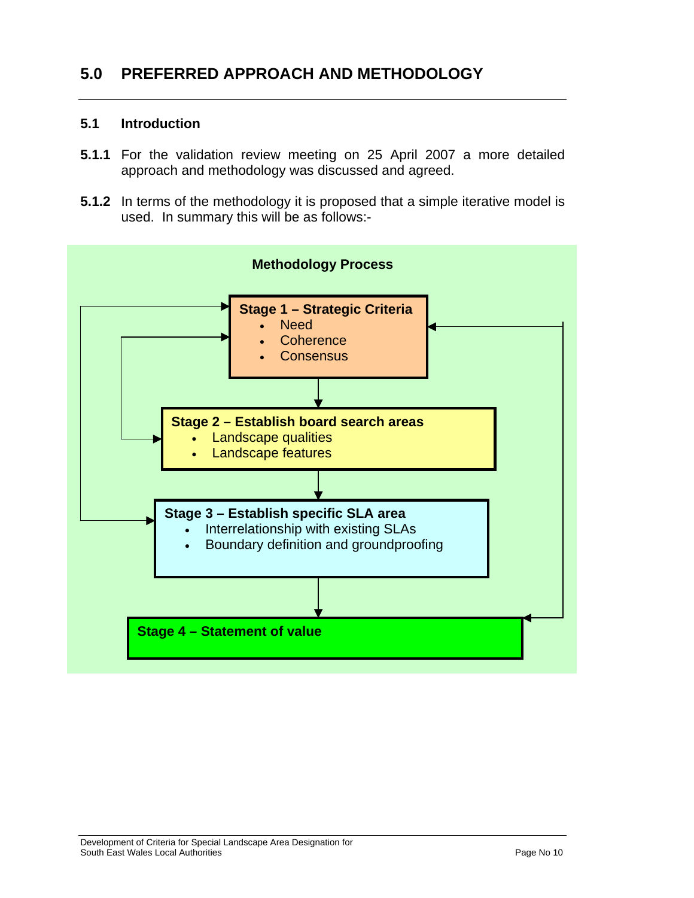## 5.0 PREFERRED APPROACH AND METHODOLOGY

### 5.1 Introduction

**5.1.1** For the validation review meeting on 25 April 2007 a more detailed approach and methodology was discussed and agreed.

**5.1.2** In terms of the methodology it is proposed that a simple iterative model is used. In summary this will be as follows:-

**Methodology Process**

**Stage 1 – Strategic Criteria**
- Need
- Coherence
- Consensus

**Stage 2 – Establish board search areas**
- Landscape qualities
- Landscape features

**Stage 3 – Establish specific SLA area**
- Interrelationship with existing SLAs
- Boundary definition and groundproofing

**Stage 4 – Statement of value**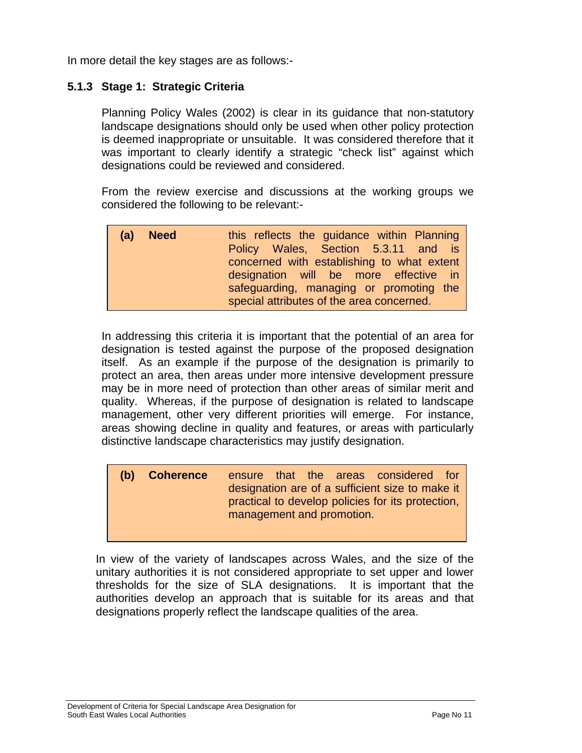In more detail the key stages are as follows:-

### 5.1.3 Stage 1: Strategic Criteria

Planning Policy Wales (2002) is clear in its guidance that non-statutory landscape designations should only be used when other policy protection is deemed inappropriate or unsuitable. It was considered therefore that it was important to clearly identify a strategic "check list" against which designations could be reviewed and considered.

From the review exercise and discussions at the working groups we considered the following to be relevant:-

| | | |
|---|---|---|
| **(a)** | **Need** | this reflects the guidance within Planning Policy Wales, Section 5.3.11 and is concerned with establishing to what extent designation will be more effective in safeguarding, managing or promoting the special attributes of the area concerned. |

In addressing this criteria it is important that the potential of an area for designation is tested against the purpose of the proposed designation itself. As an example if the purpose of the designation is primarily to protect an area, then areas under more intensive development pressure may be in more need of protection than other areas of similar merit and quality. Whereas, if the purpose of designation is related to landscape management, other very different priorities will emerge. For instance, areas showing decline in quality and features, or areas with particularly distinctive landscape characteristics may justify designation.

| | | |
|---|---|---|
| **(b)** | **Coherence** | ensure that the areas considered for designation are of a sufficient size to make it practical to develop policies for its protection, management and promotion. |

In view of the variety of landscapes across Wales, and the size of the unitary authorities it is not considered appropriate to set upper and lower thresholds for the size of SLA designations. It is important that the authorities develop an approach that is suitable for its areas and that designations properly reflect the landscape qualities of the area.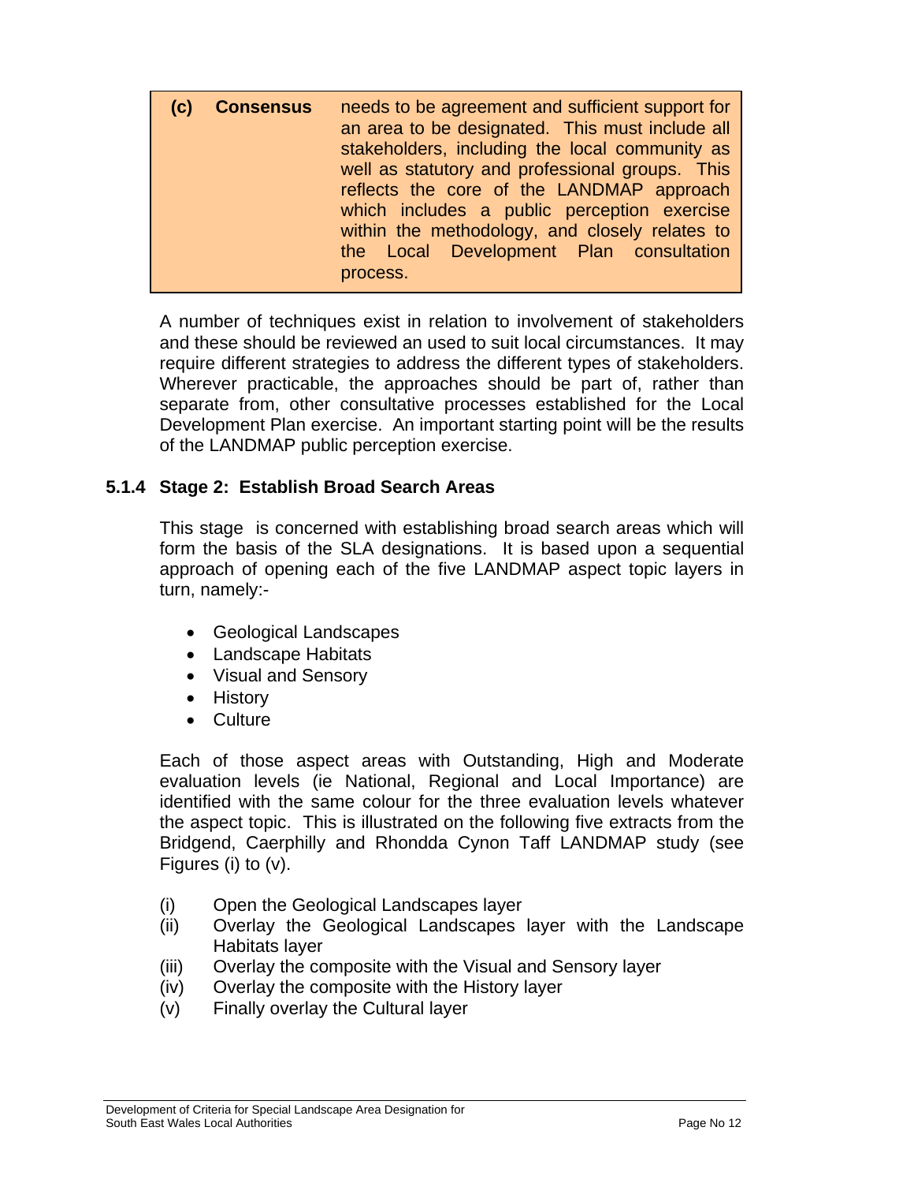| (c) | **Consensus** | needs to be agreement and sufficient support for an area to be designated. This must include all stakeholders, including the local community as well as statutory and professional groups. This reflects the core of the LANDMAP approach which includes a public perception exercise within the methodology, and closely relates to the Local Development Plan consultation process. |
|---|---|---|

A number of techniques exist in relation to involvement of stakeholders and these should be reviewed an used to suit local circumstances. It may require different strategies to address the different types of stakeholders. Wherever practicable, the approaches should be part of, rather than separate from, other consultative processes established for the Local Development Plan exercise. An important starting point will be the results of the LANDMAP public perception exercise.

### 5.1.4 Stage 2: Establish Broad Search Areas

This stage is concerned with establishing broad search areas which will form the basis of the SLA designations. It is based upon a sequential approach of opening each of the five LANDMAP aspect topic layers in turn, namely:-

- Geological Landscapes
- Landscape Habitats
- Visual and Sensory
- History
- Culture

Each of those aspect areas with Outstanding, High and Moderate evaluation levels (ie National, Regional and Local Importance) are identified with the same colour for the three evaluation levels whatever the aspect topic. This is illustrated on the following five extracts from the Bridgend, Caerphilly and Rhondda Cynon Taff LANDMAP study (see Figures (i) to (v).

(i) Open the Geological Landscapes layer
(ii) Overlay the Geological Landscapes layer with the Landscape Habitats layer
(iii) Overlay the composite with the Visual and Sensory layer
(iv) Overlay the composite with the History layer
(v) Finally overlay the Cultural layer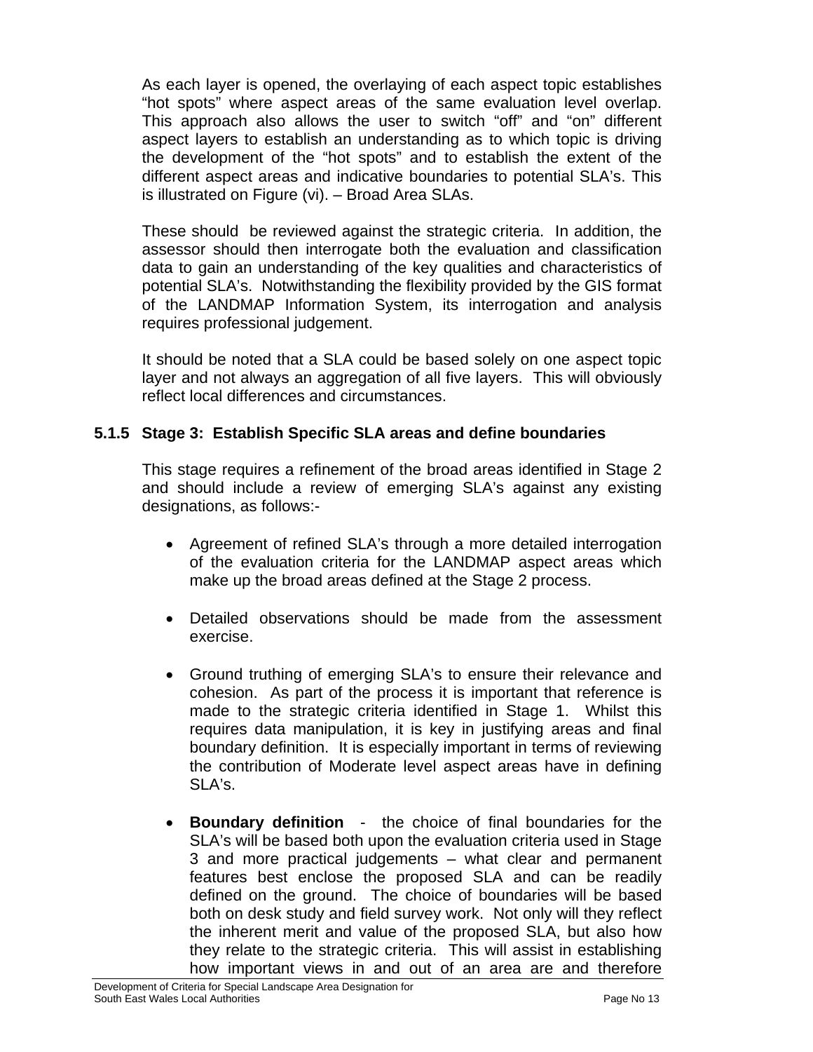As each layer is opened, the overlaying of each aspect topic establishes "hot spots" where aspect areas of the same evaluation level overlap. This approach also allows the user to switch "off" and "on" different aspect layers to establish an understanding as to which topic is driving the development of the "hot spots" and to establish the extent of the different aspect areas and indicative boundaries to potential SLA's. This is illustrated on Figure (vi). – Broad Area SLAs.

These should be reviewed against the strategic criteria. In addition, the assessor should then interrogate both the evaluation and classification data to gain an understanding of the key qualities and characteristics of potential SLA's. Notwithstanding the flexibility provided by the GIS format of the LANDMAP Information System, its interrogation and analysis requires professional judgement.

It should be noted that a SLA could be based solely on one aspect topic layer and not always an aggregation of all five layers. This will obviously reflect local differences and circumstances.

### 5.1.5 Stage 3: Establish Specific SLA areas and define boundaries

This stage requires a refinement of the broad areas identified in Stage 2 and should include a review of emerging SLA's against any existing designations, as follows:-

- Agreement of refined SLA's through a more detailed interrogation of the evaluation criteria for the LANDMAP aspect areas which make up the broad areas defined at the Stage 2 process.

- Detailed observations should be made from the assessment exercise.

- Ground truthing of emerging SLA's to ensure their relevance and cohesion. As part of the process it is important that reference is made to the strategic criteria identified in Stage 1. Whilst this requires data manipulation, it is key in justifying areas and final boundary definition. It is especially important in terms of reviewing the contribution of Moderate level aspect areas have in defining SLA's.

- **Boundary definition** - the choice of final boundaries for the SLA's will be based both upon the evaluation criteria used in Stage 3 and more practical judgements – what clear and permanent features best enclose the proposed SLA and can be readily defined on the ground. The choice of boundaries will be based both on desk study and field survey work. Not only will they reflect the inherent merit and value of the proposed SLA, but also how they relate to the strategic criteria. This will assist in establishing how important views in and out of an area are and therefore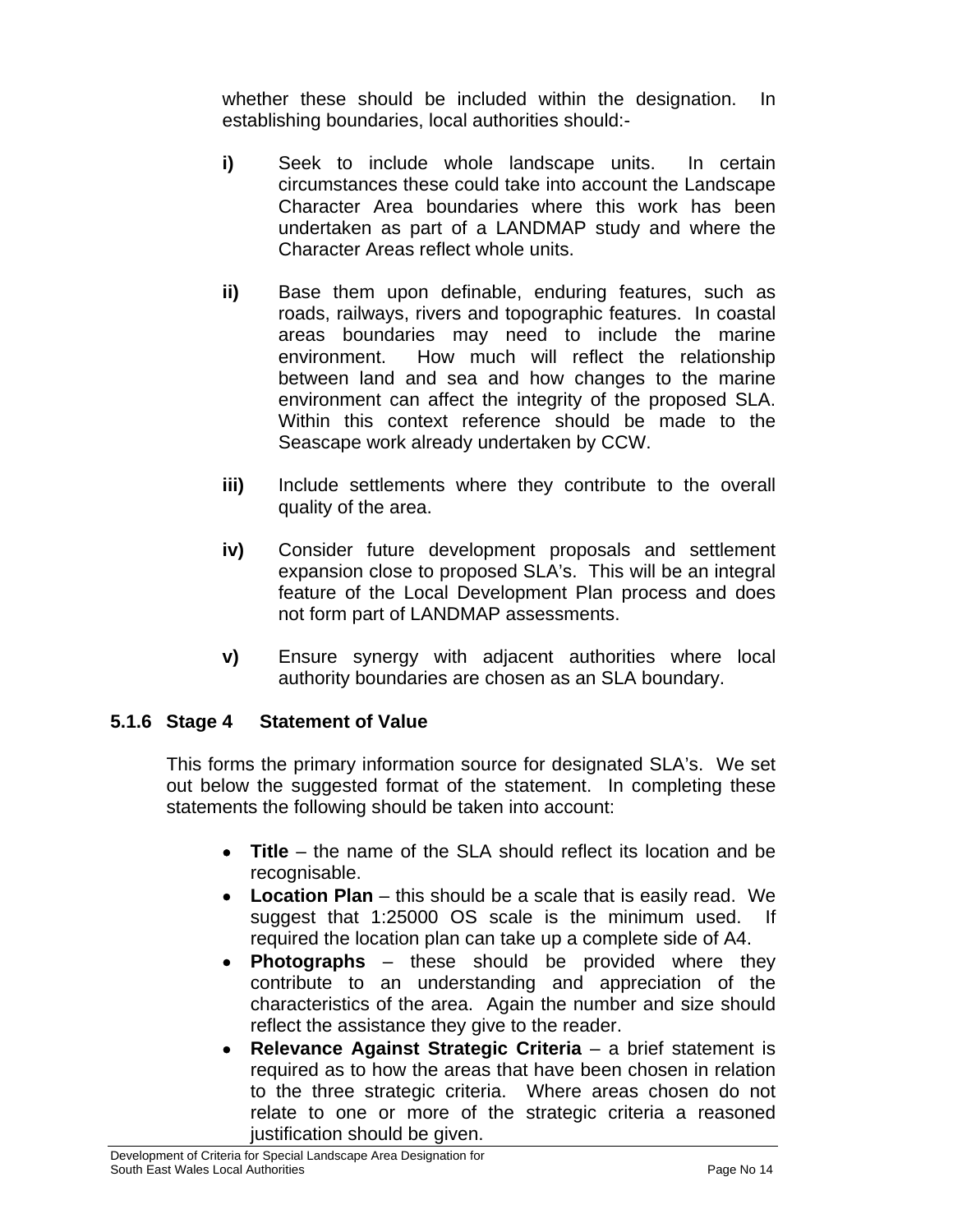whether these should be included within the designation. In establishing boundaries, local authorities should:-

**i)** Seek to include whole landscape units. In certain circumstances these could take into account the Landscape Character Area boundaries where this work has been undertaken as part of a LANDMAP study and where the Character Areas reflect whole units.

**ii)** Base them upon definable, enduring features, such as roads, railways, rivers and topographic features. In coastal areas boundaries may need to include the marine environment. How much will reflect the relationship between land and sea and how changes to the marine environment can affect the integrity of the proposed SLA. Within this context reference should be made to the Seascape work already undertaken by CCW.

**iii)** Include settlements where they contribute to the overall quality of the area.

**iv)** Consider future development proposals and settlement expansion close to proposed SLA's. This will be an integral feature of the Local Development Plan process and does not form part of LANDMAP assessments.

**v)** Ensure synergy with adjacent authorities where local authority boundaries are chosen as an SLA boundary.

### 5.1.6 Stage 4 Statement of Value

This forms the primary information source for designated SLA's. We set out below the suggested format of the statement. In completing these statements the following should be taken into account:

- **Title** – the name of the SLA should reflect its location and be recognisable.
- **Location Plan** – this should be a scale that is easily read. We suggest that 1:25000 OS scale is the minimum used. If required the location plan can take up a complete side of A4.
- **Photographs** – these should be provided where they contribute to an understanding and appreciation of the characteristics of the area. Again the number and size should reflect the assistance they give to the reader.
- **Relevance Against Strategic Criteria** – a brief statement is required as to how the areas that have been chosen in relation to the three strategic criteria. Where areas chosen do not relate to one or more of the strategic criteria a reasoned justification should be given.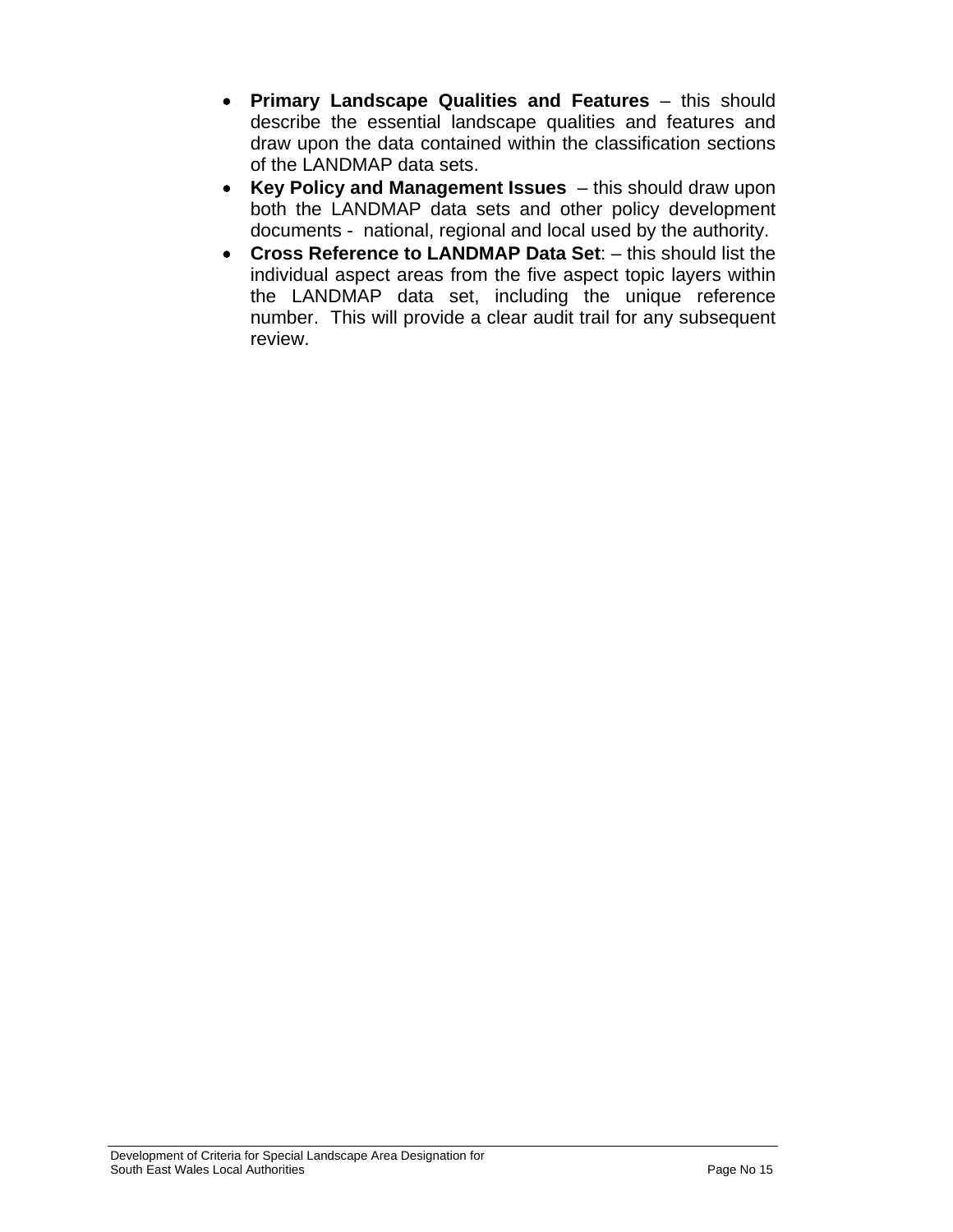- **Primary Landscape Qualities and Features** – this should describe the essential landscape qualities and features and draw upon the data contained within the classification sections of the LANDMAP data sets.
- **Key Policy and Management Issues** – this should draw upon both the LANDMAP data sets and other policy development documents - national, regional and local used by the authority.
- **Cross Reference to LANDMAP Data Set**: – this should list the individual aspect areas from the five aspect topic layers within the LANDMAP data set, including the unique reference number. This will provide a clear audit trail for any subsequent review.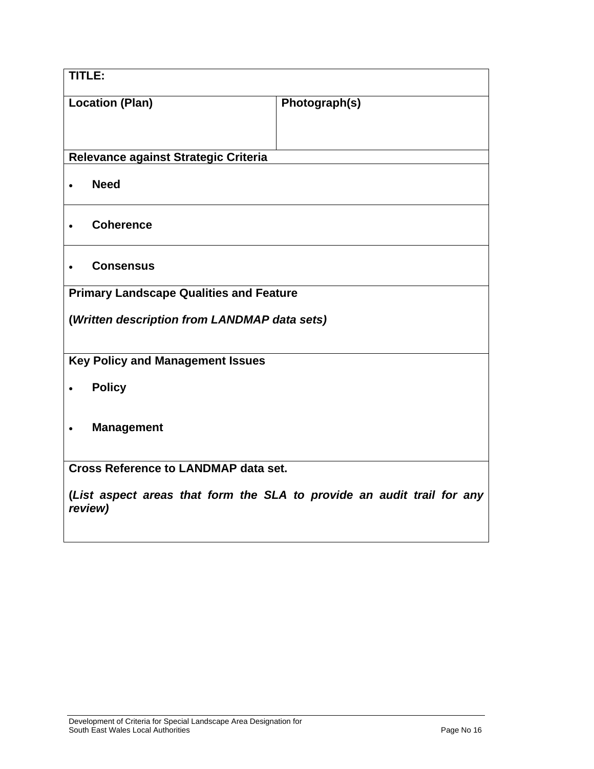| **TITLE:** | |
|---|---|
| **Location (Plan)** | **Photograph(s)** |
| **Relevance against Strategic Criteria** | |
| • **Need** | |
| • **Coherence** | |
| • **Consensus** | |
| **Primary Landscape Qualities and Feature**<br><br>**(*Written description from LANDMAP data sets)*** | |
| **Key Policy and Management Issues**<br><br>• **Policy**<br><br>• **Management** | |
| **Cross Reference to LANDMAP data set.**<br><br>**(*List aspect areas that form the SLA to provide an audit trail for any review)*** | |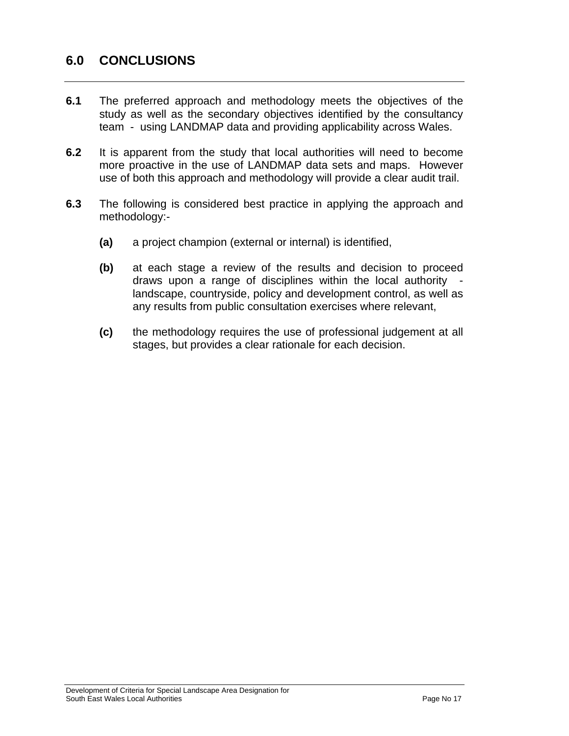## 6.0 CONCLUSIONS

**6.1** The preferred approach and methodology meets the objectives of the study as well as the secondary objectives identified by the consultancy team - using LANDMAP data and providing applicability across Wales.

**6.2** It is apparent from the study that local authorities will need to become more proactive in the use of LANDMAP data sets and maps. However use of both this approach and methodology will provide a clear audit trail.

**6.3** The following is considered best practice in applying the approach and methodology:-

**(a)** a project champion (external or internal) is identified,

**(b)** at each stage a review of the results and decision to proceed draws upon a range of disciplines within the local authority - landscape, countryside, policy and development control, as well as any results from public consultation exercises where relevant,

**(c)** the methodology requires the use of professional judgement at all stages, but provides a clear rationale for each decision.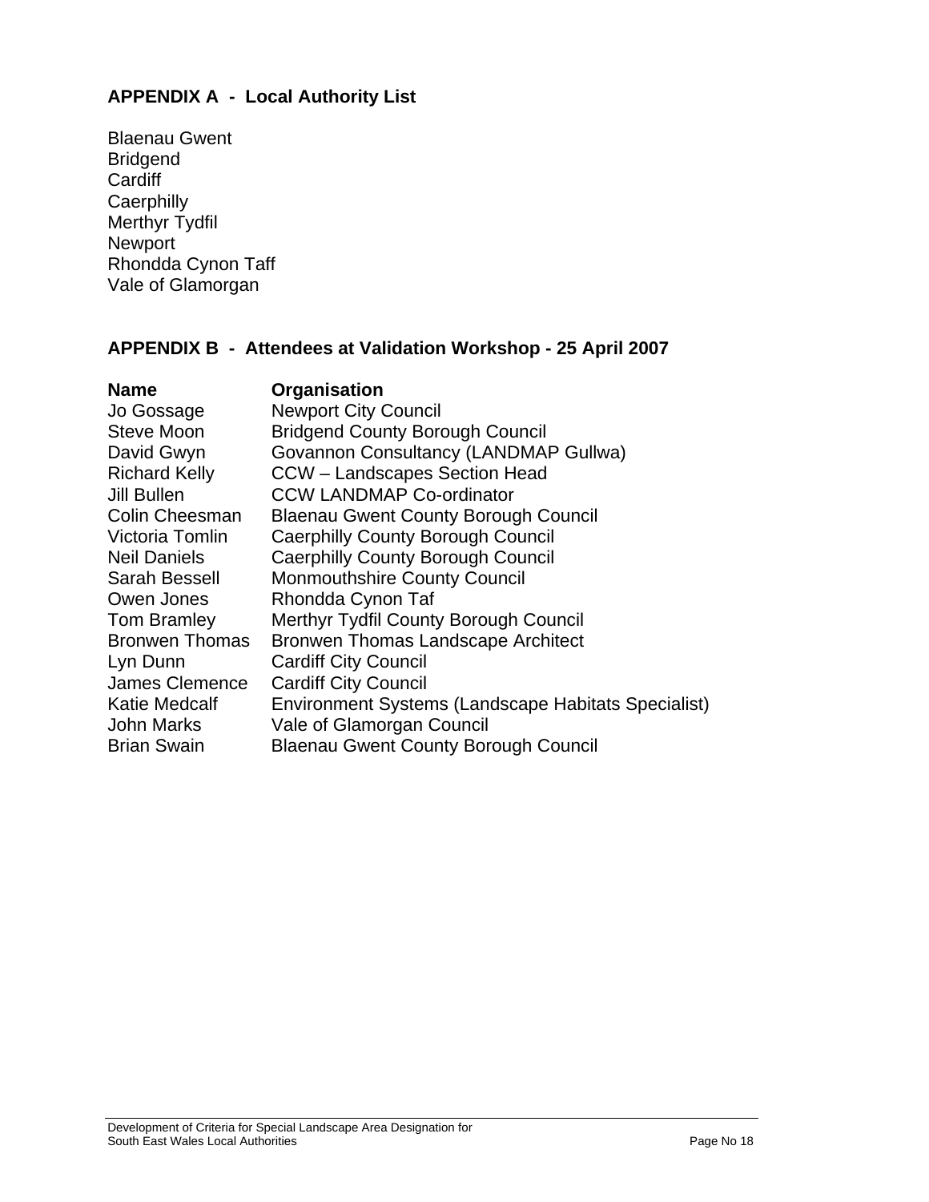## APPENDIX A - Local Authority List

Blaenau Gwent
Bridgend
Cardiff
Caerphilly
Merthyr Tydfil
Newport
Rhondda Cynon Taff
Vale of Glamorgan

## APPENDIX B - Attendees at Validation Workshop - 25 April 2007

| Name | Organisation |
|---|---|
| Jo Gossage | Newport City Council |
| Steve Moon | Bridgend County Borough Council |
| David Gwyn | Govannon Consultancy (LANDMAP Gullwa) |
| Richard Kelly | CCW – Landscapes Section Head |
| Jill Bullen | CCW LANDMAP Co-ordinator |
| Colin Cheesman | Blaenau Gwent County Borough Council |
| Victoria Tomlin | Caerphilly County Borough Council |
| Neil Daniels | Caerphilly County Borough Council |
| Sarah Bessell | Monmouthshire County Council |
| Owen Jones | Rhondda Cynon Taf |
| Tom Bramley | Merthyr Tydfil County Borough Council |
| Bronwen Thomas | Bronwen Thomas Landscape Architect |
| Lyn Dunn | Cardiff City Council |
| James Clemence | Cardiff City Council |
| Katie Medcalf | Environment Systems (Landscape Habitats Specialist) |
| John Marks | Vale of Glamorgan Council |
| Brian Swain | Blaenau Gwent County Borough Council |